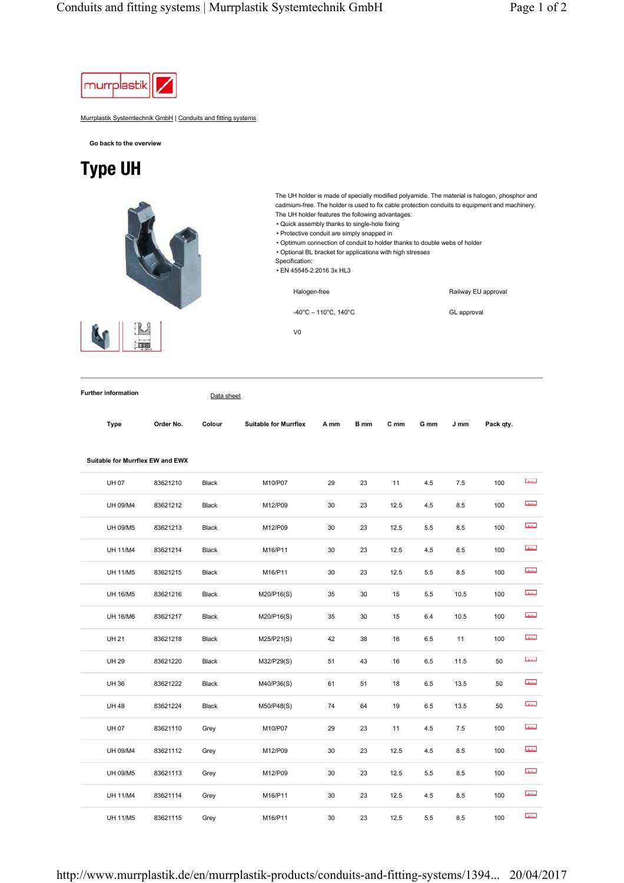Murrplastik Systemtechnik GmbH | Conduits and fitting systems

Go back to the overview

# Type UH

The UH holder is made of specially modified polyamide. The material is halogen, phosphor and cadmium-free. The holder is used to fix cable protection conduits to equipment and machinery. The UH holder features the following advantages:

- Quick assembly thanks to single-hole fixing
- Protective conduit are simply snapped in
- Optimum connection of conduit to holder thanks to double webs of holder
- Optional BL bracket for applications with high stresses

Specification:

- EN 45545-2:2016 3x HL3

Halogen-free

Railway EU approval

-40°C – 110°C, 140°C

GL approval

V0

**Further information**

Data sheet

| Type | Order No. | Colour | Suitable for Murrflex | A mm | B mm | C mm | G mm | J mm | Pack qty. |
|---|---|---|---|---|---|---|---|---|---|
| **Suitable for Murrflex EW and EWX** | | | | | | | | | |
| UH 07 | 83621210 | Black | M10/P07 | 29 | 23 | 11 | 4.5 | 7.5 | 100 |
| UH 09/M4 | 83621212 | Black | M12/P09 | 30 | 23 | 12.5 | 4.5 | 8.5 | 100 |
| UH 09/M5 | 83621213 | Black | M12/P09 | 30 | 23 | 12.5 | 5.5 | 8.5 | 100 |
| UH 11/M4 | 83621214 | Black | M16/P11 | 30 | 23 | 12.5 | 4.5 | 8.5 | 100 |
| UH 11/M5 | 83621215 | Black | M16/P11 | 30 | 23 | 12.5 | 5.5 | 8.5 | 100 |
| UH 16/M5 | 83621216 | Black | M20/P16(S) | 35 | 30 | 15 | 5.5 | 10.5 | 100 |
| UH 16/M6 | 83621217 | Black | M20/P16(S) | 35 | 30 | 15 | 6.4 | 10.5 | 100 |
| UH 21 | 83621218 | Black | M25/P21(S) | 42 | 38 | 16 | 6.5 | 11 | 100 |
| UH 29 | 83621220 | Black | M32/P29(S) | 51 | 43 | 16 | 6.5 | 11.5 | 50 |
| UH 36 | 83621222 | Black | M40/P36(S) | 61 | 51 | 18 | 6.5 | 13.5 | 50 |
| UH 48 | 83621224 | Black | M50/P48(S) | 74 | 64 | 19 | 6.5 | 13.5 | 50 |
| UH 07 | 83621110 | Grey | M10/P07 | 29 | 23 | 11 | 4.5 | 7.5 | 100 |
| UH 09/M4 | 83621112 | Grey | M12/P09 | 30 | 23 | 12.5 | 4.5 | 8.5 | 100 |
| UH 09/M5 | 83621113 | Grey | M12/P09 | 30 | 23 | 12.5 | 5.5 | 8.5 | 100 |
| UH 11/M4 | 83621114 | Grey | M16/P11 | 30 | 23 | 12.5 | 4.5 | 8.5 | 100 |
| UH 11/M5 | 83621115 | Grey | M16/P11 | 30 | 23 | 12.5 | 5.5 | 8.5 | 100 |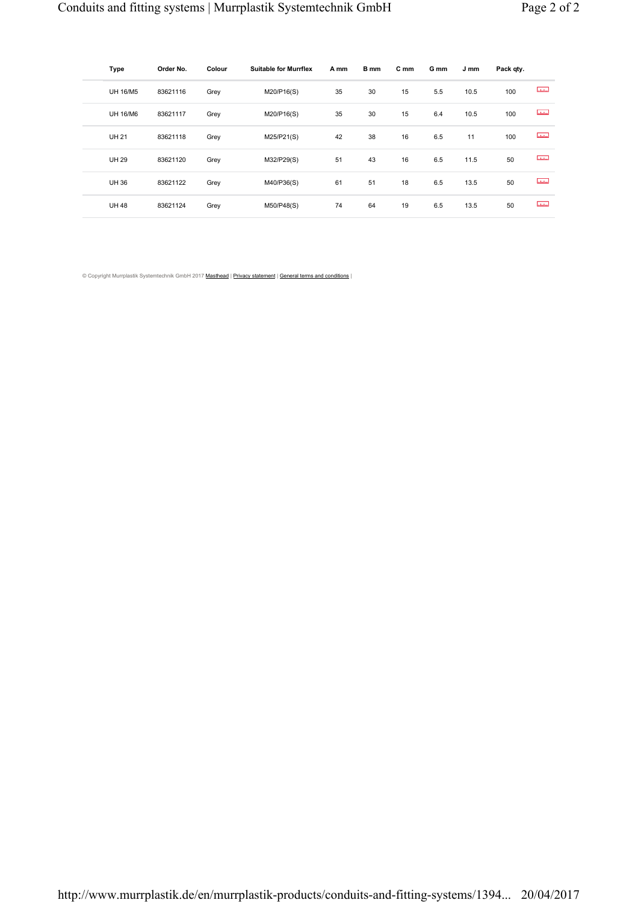| Type | Order No. | Colour | Suitable for Murrflex | A mm | B mm | C mm | G mm | J mm | Pack qty. |
|---|---|---|---|---|---|---|---|---|---|
| UH 16/M5 | 83621116 | Grey | M20/P16(S) | 35 | 30 | 15 | 5.5 | 10.5 | 100 |
| UH 16/M6 | 83621117 | Grey | M20/P16(S) | 35 | 30 | 15 | 6.4 | 10.5 | 100 |
| UH 21 | 83621118 | Grey | M25/P21(S) | 42 | 38 | 16 | 6.5 | 11 | 100 |
| UH 29 | 83621120 | Grey | M32/P29(S) | 51 | 43 | 16 | 6.5 | 11.5 | 50 |
| UH 36 | 83621122 | Grey | M40/P36(S) | 61 | 51 | 18 | 6.5 | 13.5 | 50 |
| UH 48 | 83621124 | Grey | M50/P48(S) | 74 | 64 | 19 | 6.5 | 13.5 | 50 |

© Copyright Murrplastik Systemtechnik GmbH 2017 Masthead | Privacy statement | General terms and conditions |